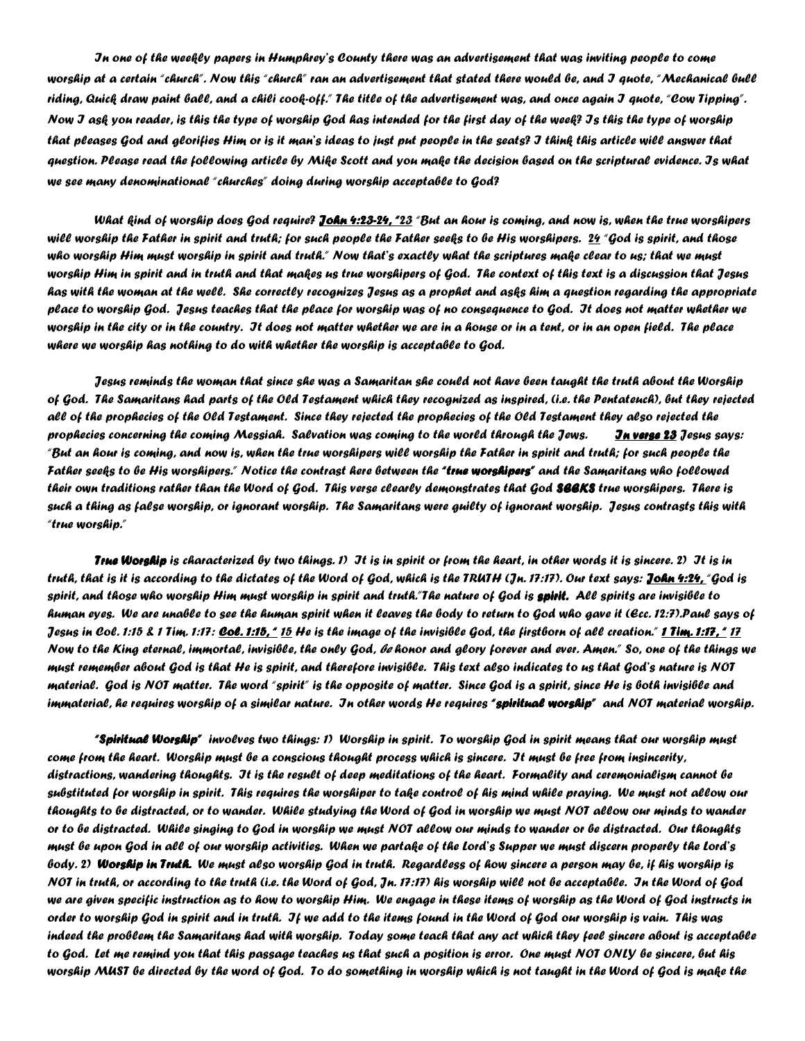*In one of the weekly papers in Humphrey's County there was an advertisement that was inviting people to come worship at a certain "church". Now this "church" ran an advertisement that stated there would be, and I quote, "Mechanical bull riding, Quick draw paint ball, and a chili cook-off." The title of the advertisement was, and once again I quote, "Cow Tipping". Now I ask you reader, is this the type of worship God has intended for the first day of the week? Is this the type of worship that pleases God and glorifies Him or is it man's ideas to just put people in the seats? I think this article will answer that question. Please read the following article by Mike Scott and you make the decision based on the scriptural evidence. Is what we see many denominational "churches" doing during worship acceptable to God?*

*What kind of worship does God require? **John 4:23-24,** "23 "But an hour is coming, and now is, when the true worshipers will worship the Father in spirit and truth; for such people the Father seeks to be His worshipers. 24 "God is spirit, and those who worship Him must worship in spirit and truth." Now that's exactly what the scriptures make clear to us; that we must worship Him in spirit and in truth and that makes us true worshipers of God. The context of this text is a discussion that Jesus has with the woman at the well. She correctly recognizes Jesus as a prophet and asks him a question regarding the appropriate place to worship God. Jesus teaches that the place for worship was of no consequence to God. It does not matter whether we worship in the city or in the country. It does not matter whether we are in a house or in a tent, or in an open field. The place where we worship has nothing to do with whether the worship is acceptable to God.*

*Jesus reminds the woman that since she was a Samaritan she could not have been taught the truth about the Worship of God. The Samaritans had parts of the Old Testament which they recognized as inspired, (i.e. the Pentateuch), but they rejected all of the prophecies of the Old Testament. Since they rejected the prophecies of the Old Testament they also rejected the prophecies concerning the coming Messiah. Salvation was coming to the world through the Jews. **In verse 23** Jesus says: "But an hour is coming, and now is, when the true worshipers will worship the Father in spirit and truth; for such people the Father seeks to be His worshipers." Notice the contrast here between the **"true worshipers"** and the Samaritans who followed their own traditions rather than the Word of God. This verse clearly demonstrates that God **SEEKS** true worshipers. There is such a thing as false worship, or ignorant worship. The Samaritans were guilty of ignorant worship. Jesus contrasts this with "true worship."*

***True Worship** is characterized by two things. 1) It is in spirit or from the heart, in other words it is sincere. 2) It is in truth, that is it is according to the dictates of the Word of God, which is the TRUTH (Jn. 17:17). Our text says: **John 4:24,** "God is spirit, and those who worship Him must worship in spirit and truth."The nature of God is **spirit.** All spirits are invisible to human eyes. We are unable to see the human spirit when it leaves the body to return to God who gave it (Ecc. 12:7).Paul says of Jesus in Col. 1:15 & 1 Tim. 1:17: **Col. 1:15,** " 15 He is the image of the invisible God, the firstborn of all creation." **1 Tim. 1:17,** " 17 Now to the King eternal, immortal, invisible, the only God, be honor and glory forever and ever. Amen." So, one of the things we must remember about God is that He is spirit, and therefore invisible. This text also indicates to us that God's nature is NOT material. God is NOT matter. The word "spirit" is the opposite of matter. Since God is a spirit, since He is both invisible and immaterial, he requires worship of a similar nature. In other words He requires **"spiritual worship"** and NOT material worship.*

***"Spiritual Worship"** involves two things: 1) Worship in spirit. To worship God in spirit means that our worship must come from the heart. Worship must be a conscious thought process which is sincere. It must be free from insincerity, distractions, wandering thoughts. It is the result of deep meditations of the heart. Formality and ceremonialism cannot be substituted for worship in spirit. This requires the worshiper to take control of his mind while praying. We must not allow our thoughts to be distracted, or to wander. While studying the Word of God in worship we must NOT allow our minds to wander or to be distracted. While singing to God in worship we must NOT allow our minds to wander or be distracted. Our thoughts must be upon God in all of our worship activities. When we partake of the Lord's Supper we must discern properly the Lord's body. 2) **Worship in Truth.** We must also worship God in truth. Regardless of how sincere a person may be, if his worship is NOT in truth, or according to the truth (i.e. the Word of God, Jn. 17:17) his worship will not be acceptable. In the Word of God we are given specific instruction as to how to worship Him. We engage in these items of worship as the Word of God instructs in order to worship God in spirit and in truth. If we add to the items found in the Word of God our worship is vain. This was indeed the problem the Samaritans had with worship. Today some teach that any act which they feel sincere about is acceptable to God. Let me remind you that this passage teaches us that such a position is error. One must NOT ONLY be sincere, but his worship MUST be directed by the word of God. To do something in worship which is not taught in the Word of God is make the*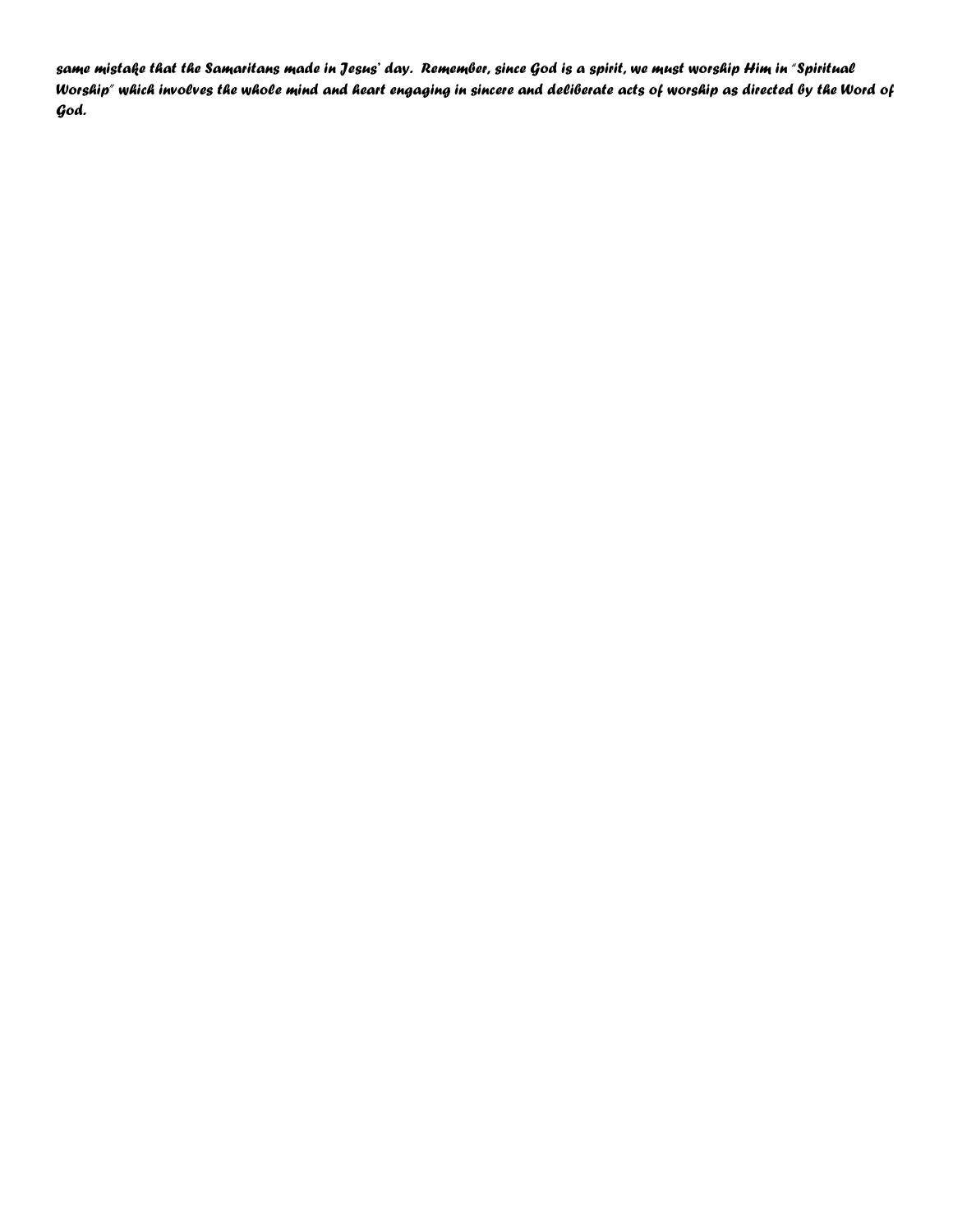***same mistake that the Samaritans made in Jesus' day. Remember, since God is a spirit, we must worship Him in "Spiritual Worship" which involves the whole mind and heart engaging in sincere and deliberate acts of worship as directed by the Word of God.***